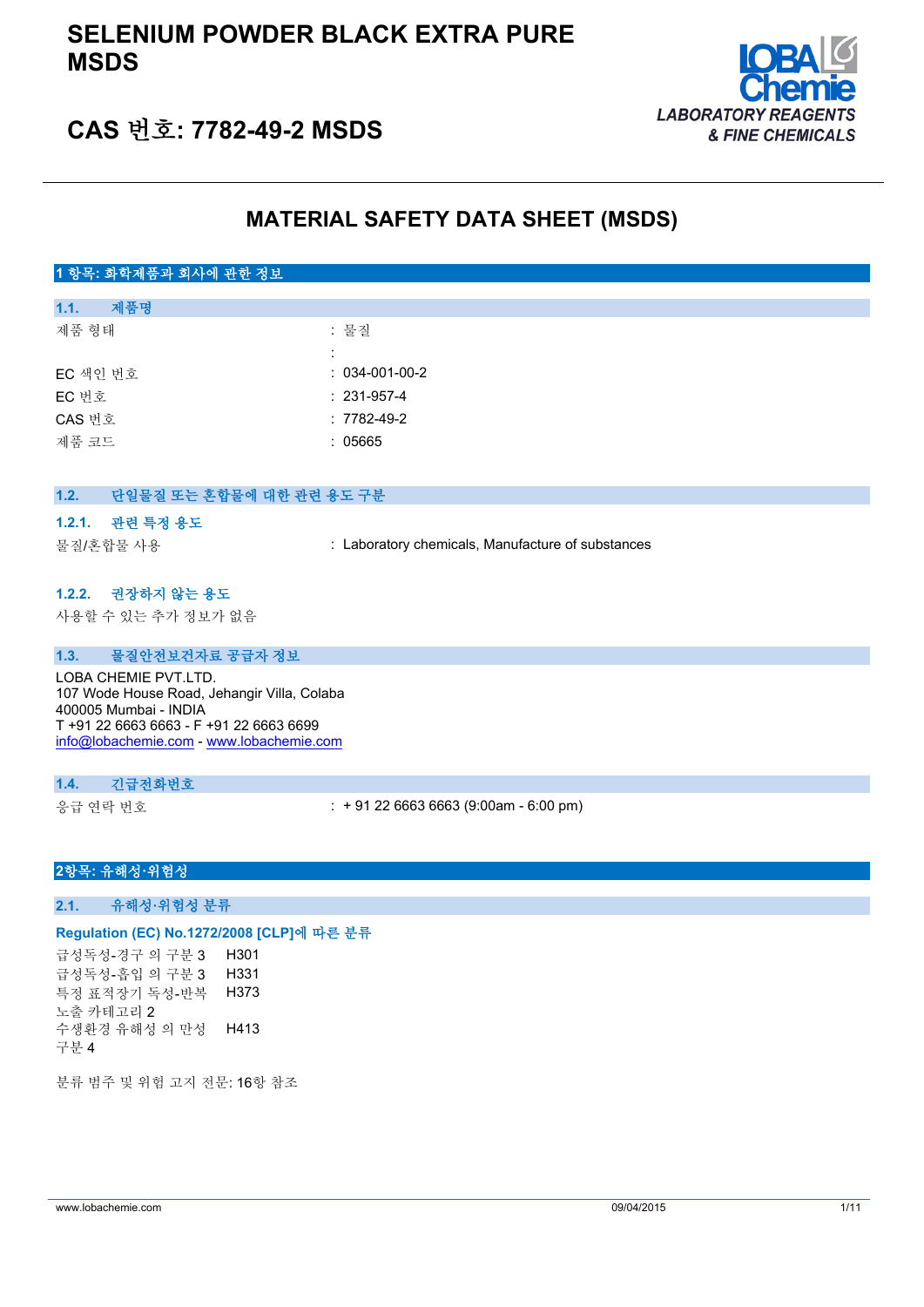# SELENIUM POWDER BLACK EXTRA PURE MSDS

## CAS 번호: 7782-49-2 MSDS

LOBA Chemie
LABORATORY REAGENTS & FINE CHEMICALS

# MATERIAL SAFETY DATA SHEET (MSDS)

## 1 항목: 화학제품과 회사에 관한 정보

### 1.1. 제품명

| | |
|---|---|
| 제품 형태 | : 물질 |
| | : |
| EC 색인 번호 | : 034-001-00-2 |
| EC 번호 | : 231-957-4 |
| CAS 번호 | : 7782-49-2 |
| 제품 코드 | : 05665 |

### 1.2. 단일물질 또는 혼합물에 대한 관련 용도 구분

#### 1.2.1. 관련 특정 용도

물질/혼합물 사용 : Laboratory chemicals, Manufacture of substances

#### 1.2.2. 권장하지 않는 용도

사용할 수 있는 추가 정보가 없음

### 1.3. 물질안전보건자료 공급자 정보

LOBA CHEMIE PVT.LTD.
107 Wode House Road, Jehangir Villa, Colaba
400005 Mumbai - INDIA
T +91 22 6663 6663 - F +91 22 6663 6699
info@lobachemie.com - www.lobachemie.com

### 1.4. 긴급전화번호

응급 연락 번호 : + 91 22 6663 6663 (9:00am - 6:00 pm)

## 2항목: 유해성·위험성

### 2.1. 유해성·위험성 분류

**Regulation (EC) No.1272/2008 [CLP]에 따른 분류**

| | |
|---|---|
| 급성독성-경구 의 구분 3 | H301 |
| 급성독성-흡입 의 구분 3 | H331 |
| 특정 표적장기 독성-반복 노출 카테고리 2 | H373 |
| 수생환경 유해성 의 만성 구분 4 | H413 |

분류 범주 및 위험 고지 전문: 16항 참조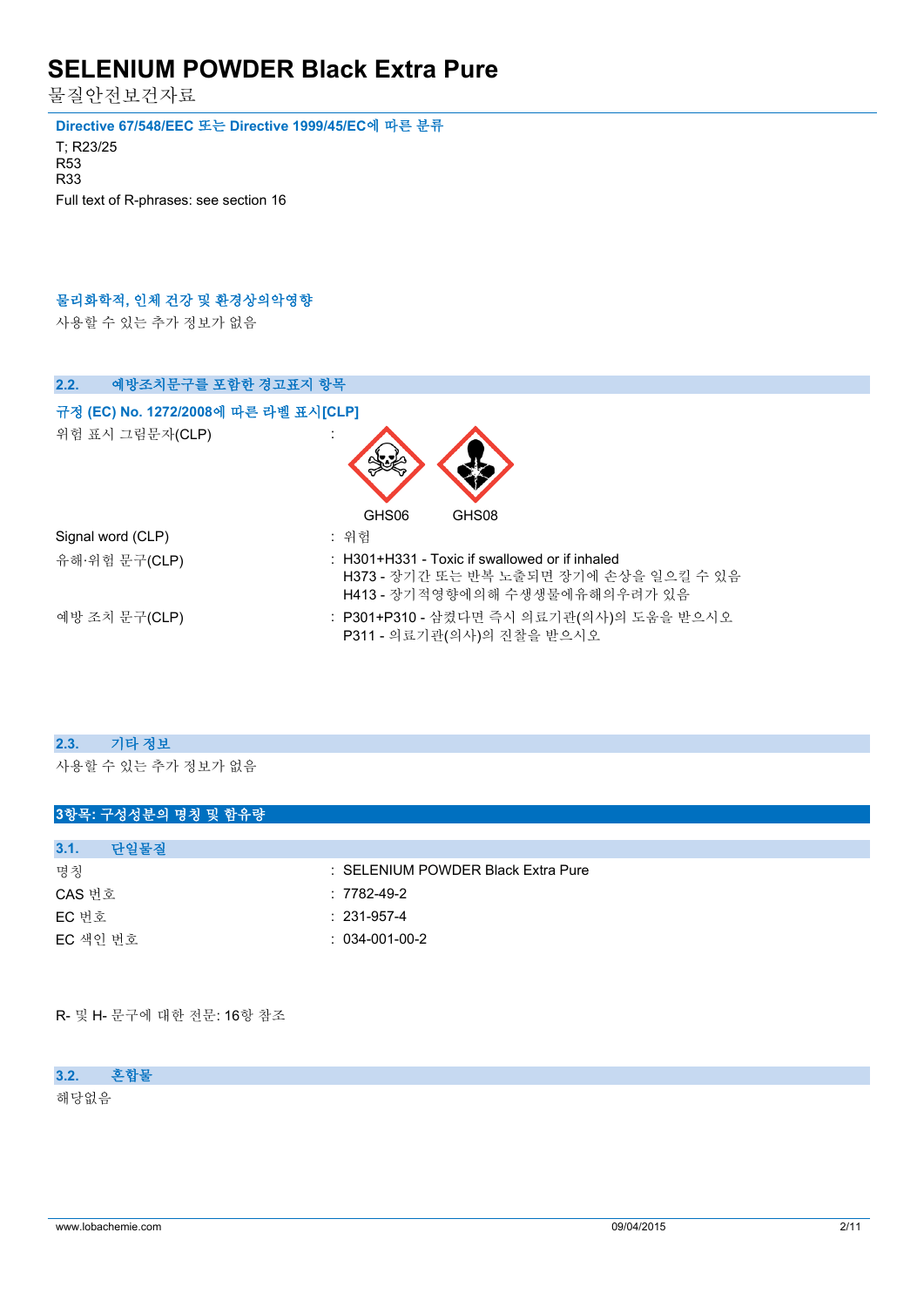**Directive 67/548/EEC 또는 Directive 1999/45/EC에 따른 분류**

T; R23/25
R53
R33
Full text of R-phrases: see section 16

**물리화학적, 인체 건강 및 환경상의악영향**

사용할 수 있는 추가 정보가 없음

## 2.2. 예방조치문구를 포함한 경고표지 항목

**규정 (EC) No. 1272/2008에 따른 라벨 표시[CLP]**

위험 표시 그림문자(CLP) :

GHS06 GHS08

Signal word (CLP) : 위험

유해·위험 문구(CLP) : H301+H331 - Toxic if swallowed or if inhaled
H373 - 장기간 또는 반복 노출되면 장기에 손상을 일으킬 수 있음
H413 - 장기적영향에의해 수생생물에유해의우려가 있음

예방 조치 문구(CLP) : P301+P310 - 삼켰다면 즉시 의료기관(의사)의 도움을 받으시오
P311 - 의료기관(의사)의 진찰을 받으시오

## 2.3. 기타 정보

사용할 수 있는 추가 정보가 없음

# 3항목: 구성성분의 명칭 및 함유량

## 3.1. 단일물질

| | |
|---|---|
| 명칭 | : SELENIUM POWDER Black Extra Pure |
| CAS 번호 | : 7782-49-2 |
| EC 번호 | : 231-957-4 |
| EC 색인 번호 | : 034-001-00-2 |

R- 및 H- 문구에 대한 전문: 16항 참조

## 3.2. 혼합물

해당없음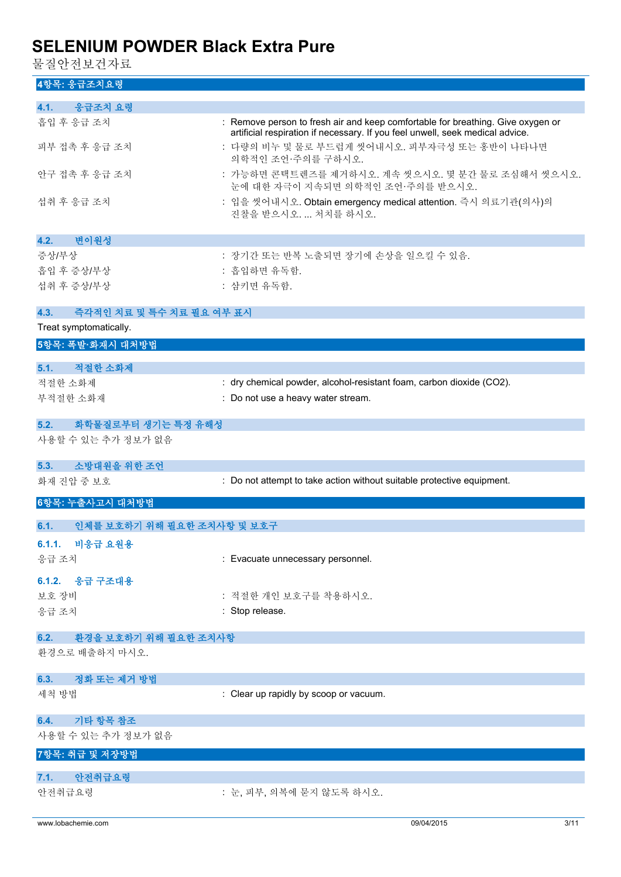## 4항목: 응급조치요령

### 4.1. 응급조치 요령

| | |
|---|---|
| 흡입 후 응급 조치 | : Remove person to fresh air and keep comfortable for breathing. Give oxygen or artificial respiration if necessary. If you feel unwell, seek medical advice. |
| 피부 접촉 후 응급 조치 | : 다량의 비누 및 물로 부드럽게 씻어내시오. 피부자극성 또는 홍반이 나타나면 의학적인 조언·주의를 구하시오. |
| 안구 접촉 후 응급 조치 | : 가능하면 콘택트렌즈를 제거하시오. 계속 씻으시오. 몇 분간 물로 조심해서 씻으시오. 눈에 대한 자극이 지속되면 의학적인 조언·주의를 받으시오. |
| 섭취 후 응급 조치 | : 입을 씻어내시오.. Obtain emergency medical attention. 즉시 의료기관(의사)의 진찰을 받으시오. ... 처치를 하시오. |

### 4.2. 변이원성

| | |
|---|---|
| 증상/부상 | : 장기간 또는 반복 노출되면 장기에 손상을 일으킬 수 있음. |
| 흡입 후 증상/부상 | : 흡입하면 유독함. |
| 섭취 후 증상/부상 | : 삼키면 유독함. |

### 4.3. 즉각적인 치료 및 특수 치료 필요 여부 표시

Treat symptomatically.

## 5항목: 폭발·화재시 대처방법

### 5.1. 적절한 소화제

| | |
|---|---|
| 적절한 소화제 | : dry chemical powder, alcohol-resistant foam, carbon dioxide ($CO_2$). |
| 부적절한 소화재 | : Do not use a heavy water stream. |

### 5.2. 화학물질로부터 생기는 특정 유해성

사용할 수 있는 추가 정보가 없음

### 5.3. 소방대원을 위한 조언

| | |
|---|---|
| 화재 진압 중 보호 | : Do not attempt to take action without suitable protective equipment. |

## 6항목: 누출사고시 대처방법

### 6.1. 인체를 보호하기 위해 필요한 조치사항 및 보호구

#### 6.1.1. 비응급 요원용

| | |
|---|---|
| 응급 조치 | : Evacuate unnecessary personnel. |

#### 6.1.2. 응급 구조대용

| | |
|---|---|
| 보호 장비 | : 적절한 개인 보호구를 착용하시오. |
| 응급 조치 | : Stop release. |

### 6.2. 환경을 보호하기 위해 필요한 조치사항

환경으로 배출하지 마시오.

### 6.3. 정화 또는 제거 방법

| | |
|---|---|
| 세척 방법 | : Clear up rapidly by scoop or vacuum. |

### 6.4. 기타 항목 참조

사용할 수 있는 추가 정보가 없음

## 7항목: 취급 및 저장방법

### 7.1. 안전취급요령

| | |
|---|---|
| 안전취급요령 | : 눈, 피부, 의복에 묻지 않도록 하시오. |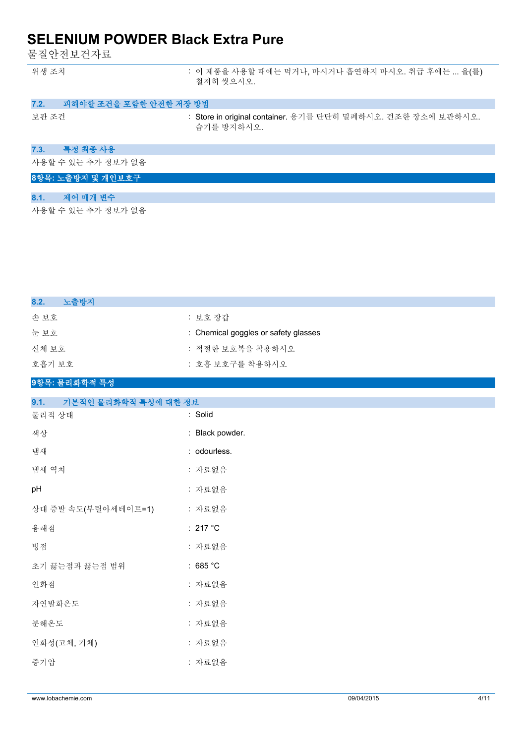| | |
|---|---|
| 위생 조치 | : 이 제품을 사용할 때에는 먹거나, 마시거나 흡연하지 마시오. 취급 후에는 ... 을(를) 철저히 씻으시오. |

### 7.2. 피해야할 조건을 포함한 안전한 저장 방법

| | |
|---|---|
| 보관 조건 | : Store in original container. 용기를 단단히 밀폐하시오. 건조한 장소에 보관하시오. 습기를 방지하시오. |

### 7.3. 특정 최종 사용

사용할 수 있는 추가 정보가 없음

## 8항목: 노출방지 및 개인보호구

### 8.1. 제어 매개 변수

사용할 수 있는 추가 정보가 없음

### 8.2. 노출방지

| | |
|---|---|
| 손 보호 | : 보호 장갑 |
| 눈 보호 | : Chemical goggles or safety glasses |
| 신체 보호 | : 적절한 보호복을 착용하시오 |
| 호흡기 보호 | : 호흡 보호구를 착용하시오 |

## 9항목: 물리화학적 특성

### 9.1. 기본적인 물리화학적 특성에 대한 정보

| | |
|---|---|
| 물리적 상태 | : Solid |
| 색상 | : Black powder. |
| 냄새 | : odourless. |
| 냄새 역치 | : 자료없음 |
| pH | : 자료없음 |
| 상대 증발 속도(부틸아세테이트=1) | : 자료없음 |
| 융해점 | : 217 °C |
| 빙점 | : 자료없음 |
| 초기 끓는점과 끓는점 범위 | : 685 °C |
| 인화점 | : 자료없음 |
| 자연발화온도 | : 자료없음 |
| 분해온도 | : 자료없음 |
| 인화성(고체, 기체) | : 자료없음 |
| 증기압 | : 자료없음 |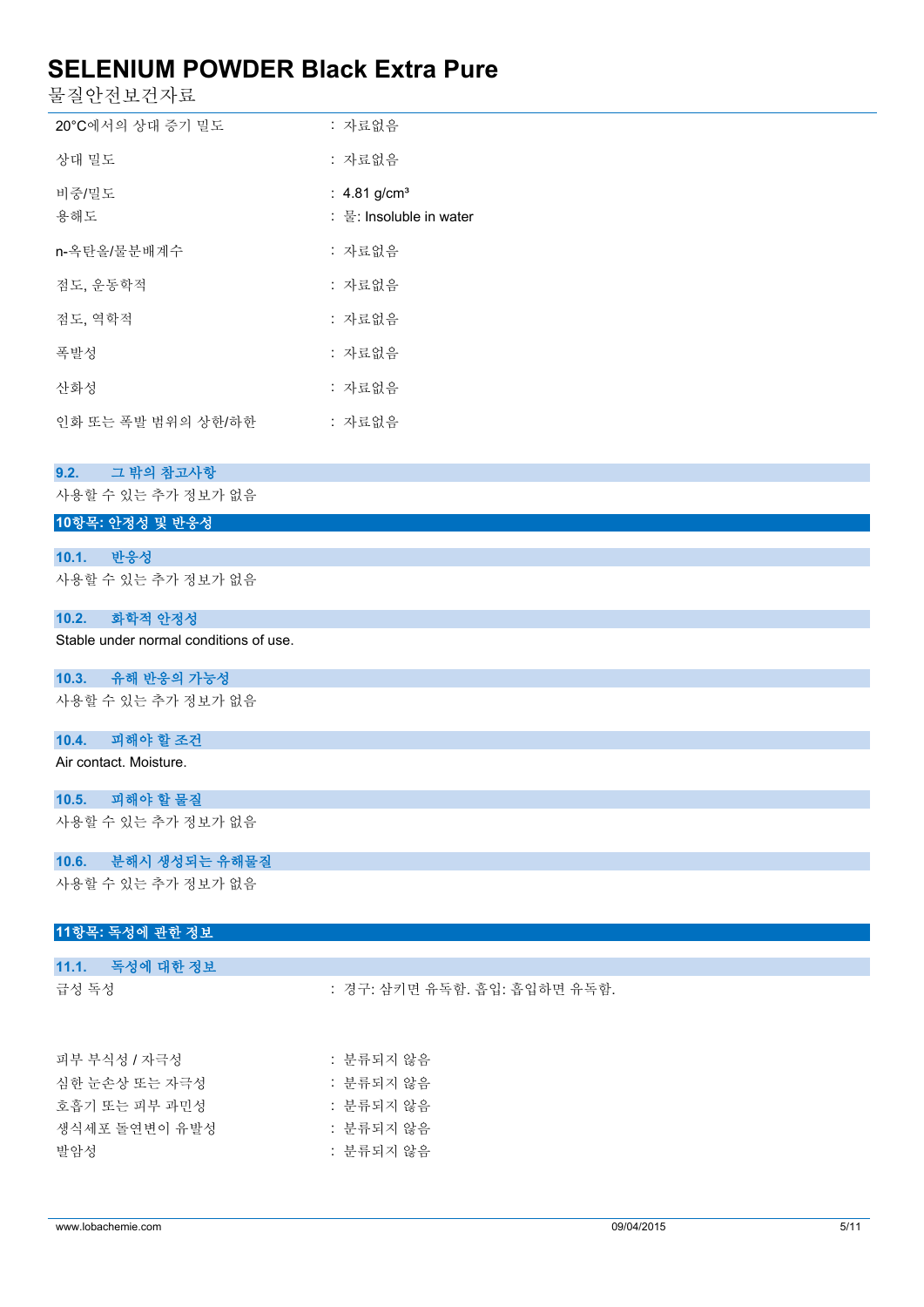| | |
|---|---|
| 20°C에서의 상대 증기 밀도 | : 자료없음 |
| 상대 밀도 | : 자료없음 |
| 비중/밀도 | : 4.81 g/cm³ |
| 용해도 | : 물: Insoluble in water |
| n-옥탄올/물분배계수 | : 자료없음 |
| 점도, 운동학적 | : 자료없음 |
| 점도, 역학적 | : 자료없음 |
| 폭발성 | : 자료없음 |
| 산화성 | : 자료없음 |
| 인화 또는 폭발 범위의 상한/하한 | : 자료없음 |

### 9.2. 그 밖의 참고사항

사용할 수 있는 추가 정보가 없음

## 10항목: 안정성 및 반응성

### 10.1. 반응성

사용할 수 있는 추가 정보가 없음

### 10.2. 화학적 안정성

Stable under normal conditions of use.

### 10.3. 유해 반응의 가능성

사용할 수 있는 추가 정보가 없음

### 10.4. 피해야 할 조건

Air contact. Moisture.

### 10.5. 피해야 할 물질

사용할 수 있는 추가 정보가 없음

### 10.6. 분해시 생성되는 유해물질

사용할 수 있는 추가 정보가 없음

## 11항목: 독성에 관한 정보

### 11.1. 독성에 대한 정보

| | |
|---|---|
| 급성 독성 | : 경구: 삼키면 유독함. 흡입: 흡입하면 유독함. |
| 피부 부식성 / 자극성 | : 분류되지 않음 |
| 심한 눈손상 또는 자극성 | : 분류되지 않음 |
| 호흡기 또는 피부 과민성 | : 분류되지 않음 |
| 생식세포 돌연변이 유발성 | : 분류되지 않음 |
| 발암성 | : 분류되지 않음 |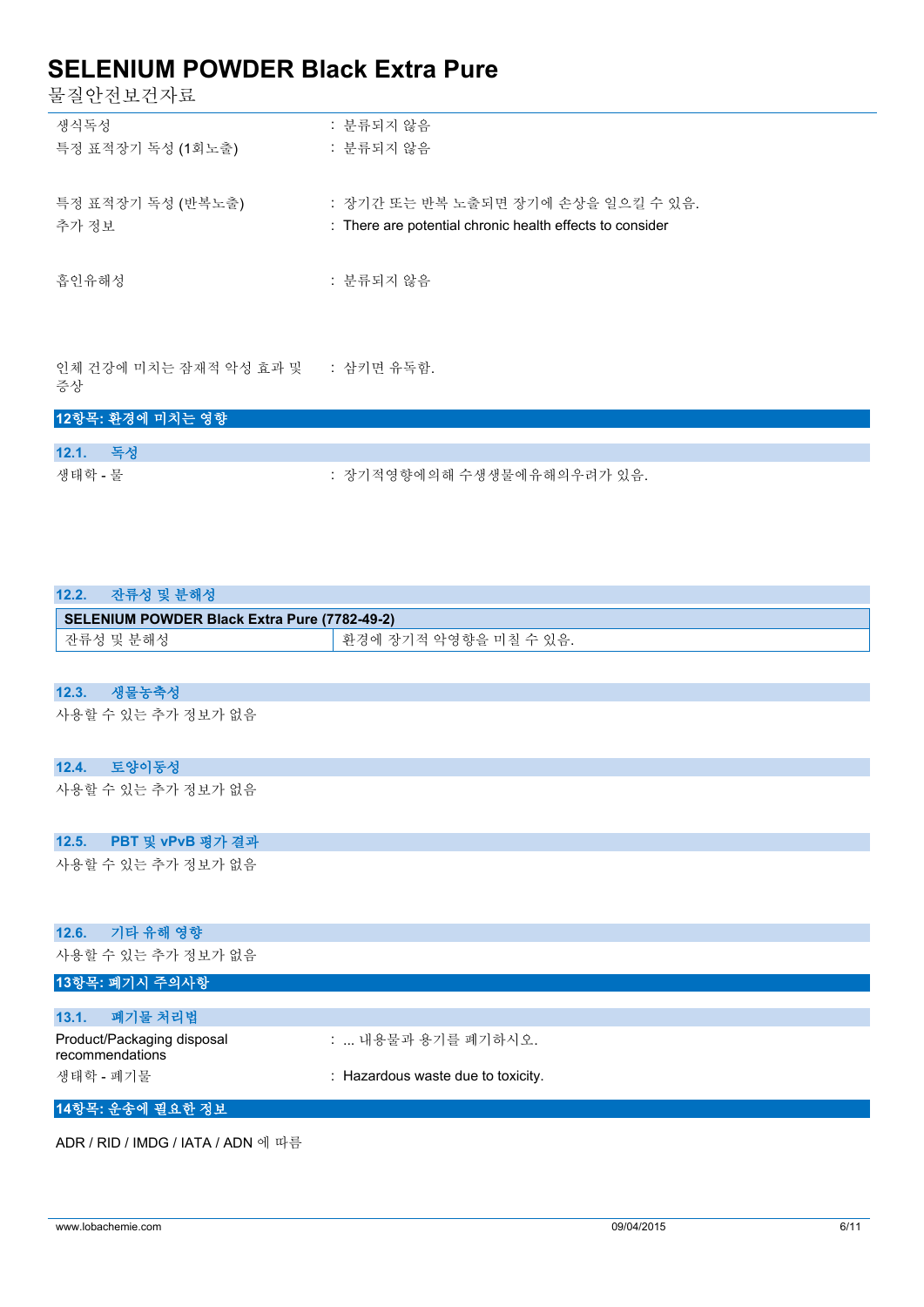생식독성 : 분류되지 않음

특정 표적장기 독성 (1회노출) : 분류되지 않음

특정 표적장기 독성 (반복노출) : 장기간 또는 반복 노출되면 장기에 손상을 일으킬 수 있음.

추가 정보 : There are potential chronic health effects to consider

흡인유해성 : 분류되지 않음

인체 건강에 미치는 잠재적 악성 효과 및 증상 : 삼키면 유독함.

## 12항목: 환경에 미치는 영향

### 12.1. 독성

생태학 - 물 : 장기적영향에의해 수생생물에유해의우려가 있음.

### 12.2. 잔류성 및 분해성

| SELENIUM POWDER Black Extra Pure (7782-49-2) | |
|---|---|
| 잔류성 및 분해성 | 환경에 장기적 악영향을 미칠 수 있음. |

### 12.3. 생물농축성

사용할 수 있는 추가 정보가 없음

### 12.4. 토양이동성

사용할 수 있는 추가 정보가 없음

### 12.5. PBT 및 vPvB 평가 결과

사용할 수 있는 추가 정보가 없음

### 12.6. 기타 유해 영향

사용할 수 있는 추가 정보가 없음

## 13항목: 폐기시 주의사항

### 13.1. 폐기물 처리법

Product/Packaging disposal recommendations : ... 내용물과 용기를 폐기하시오.

생태학 - 폐기물 : Hazardous waste due to toxicity.

## 14항목: 운송에 필요한 정보

ADR / RID / IMDG / IATA / ADN 에 따름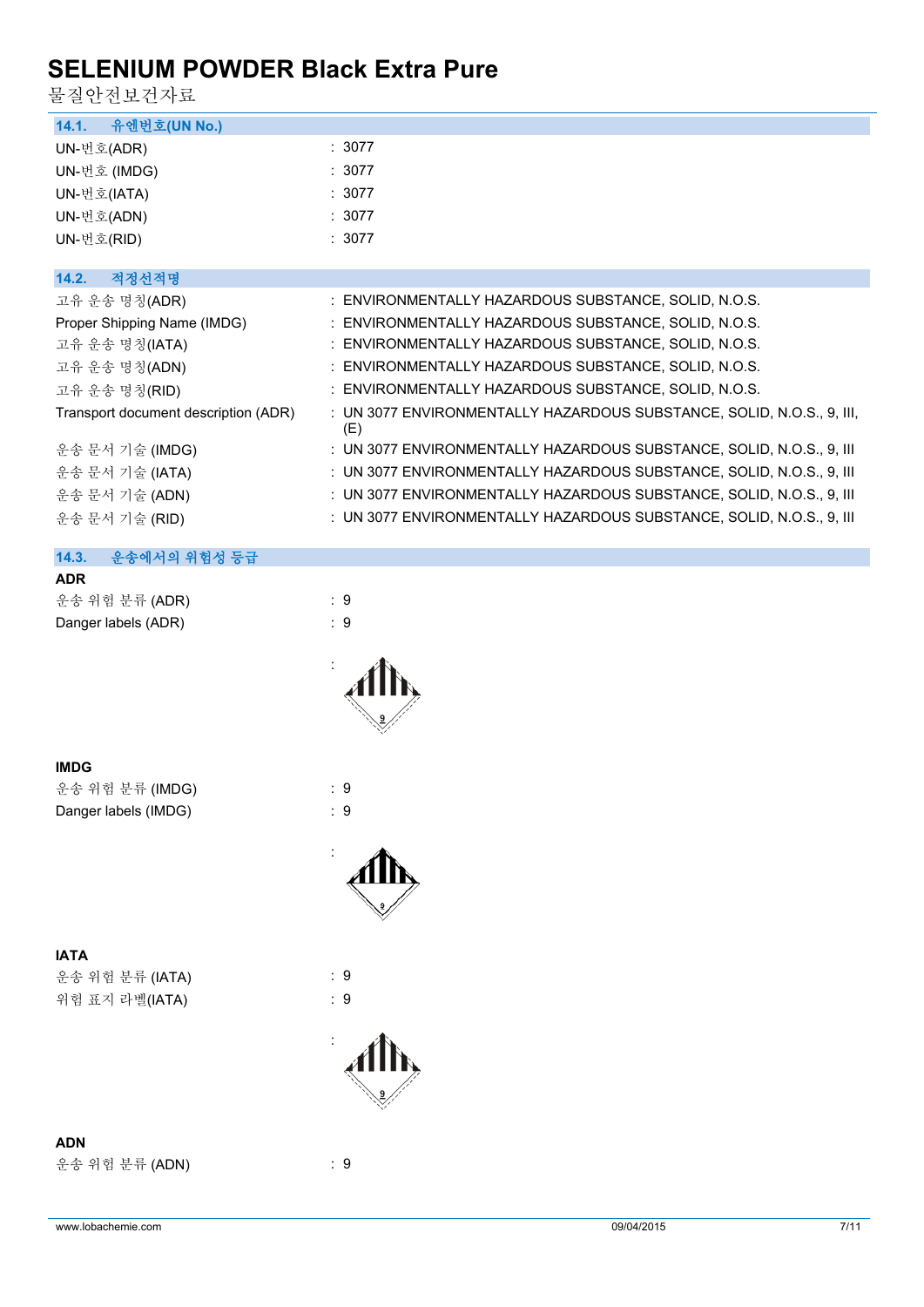# SELENIUM POWDER Black Extra Pure

물질안전보건자료

### 14.1. 유엔번호(UN No.)

| | |
|---|---|
| UN-번호(ADR) | : 3077 |
| UN-번호 (IMDG) | : 3077 |
| UN-번호(IATA) | : 3077 |
| UN-번호(ADN) | : 3077 |
| UN-번호(RID) | : 3077 |

### 14.2. 적정선적명

| | |
|---|---|
| 고유 운송 명칭(ADR) | : ENVIRONMENTALLY HAZARDOUS SUBSTANCE, SOLID, N.O.S. |
| Proper Shipping Name (IMDG) | : ENVIRONMENTALLY HAZARDOUS SUBSTANCE, SOLID, N.O.S. |
| 고유 운송 명칭(IATA) | : ENVIRONMENTALLY HAZARDOUS SUBSTANCE, SOLID, N.O.S. |
| 고유 운송 명칭(ADN) | : ENVIRONMENTALLY HAZARDOUS SUBSTANCE, SOLID, N.O.S. |
| 고유 운송 명칭(RID) | : ENVIRONMENTALLY HAZARDOUS SUBSTANCE, SOLID, N.O.S. |
| Transport document description (ADR) | : UN 3077 ENVIRONMENTALLY HAZARDOUS SUBSTANCE, SOLID, N.O.S., 9, III, (E) |
| 운송 문서 기술 (IMDG) | : UN 3077 ENVIRONMENTALLY HAZARDOUS SUBSTANCE, SOLID, N.O.S., 9, III |
| 운송 문서 기술 (IATA) | : UN 3077 ENVIRONMENTALLY HAZARDOUS SUBSTANCE, SOLID, N.O.S., 9, III |
| 운송 문서 기술 (ADN) | : UN 3077 ENVIRONMENTALLY HAZARDOUS SUBSTANCE, SOLID, N.O.S., 9, III |
| 운송 문서 기술 (RID) | : UN 3077 ENVIRONMENTALLY HAZARDOUS SUBSTANCE, SOLID, N.O.S., 9, III |

### 14.3. 운송에서의 위험성 등급

**ADR**

| | |
|---|---|
| 운송 위험 분류 (ADR) | : 9 |
| Danger labels (ADR) | : 9 |

:

**IMDG**

| | |
|---|---|
| 운송 위험 분류 (IMDG) | : 9 |
| Danger labels (IMDG) | : 9 |

:

**IATA**

| | |
|---|---|
| 운송 위험 분류 (IATA) | : 9 |
| 위험 표지 라벨(IATA) | : 9 |

:

**ADN**

| | |
|---|---|
| 운송 위험 분류 (ADN) | : 9 |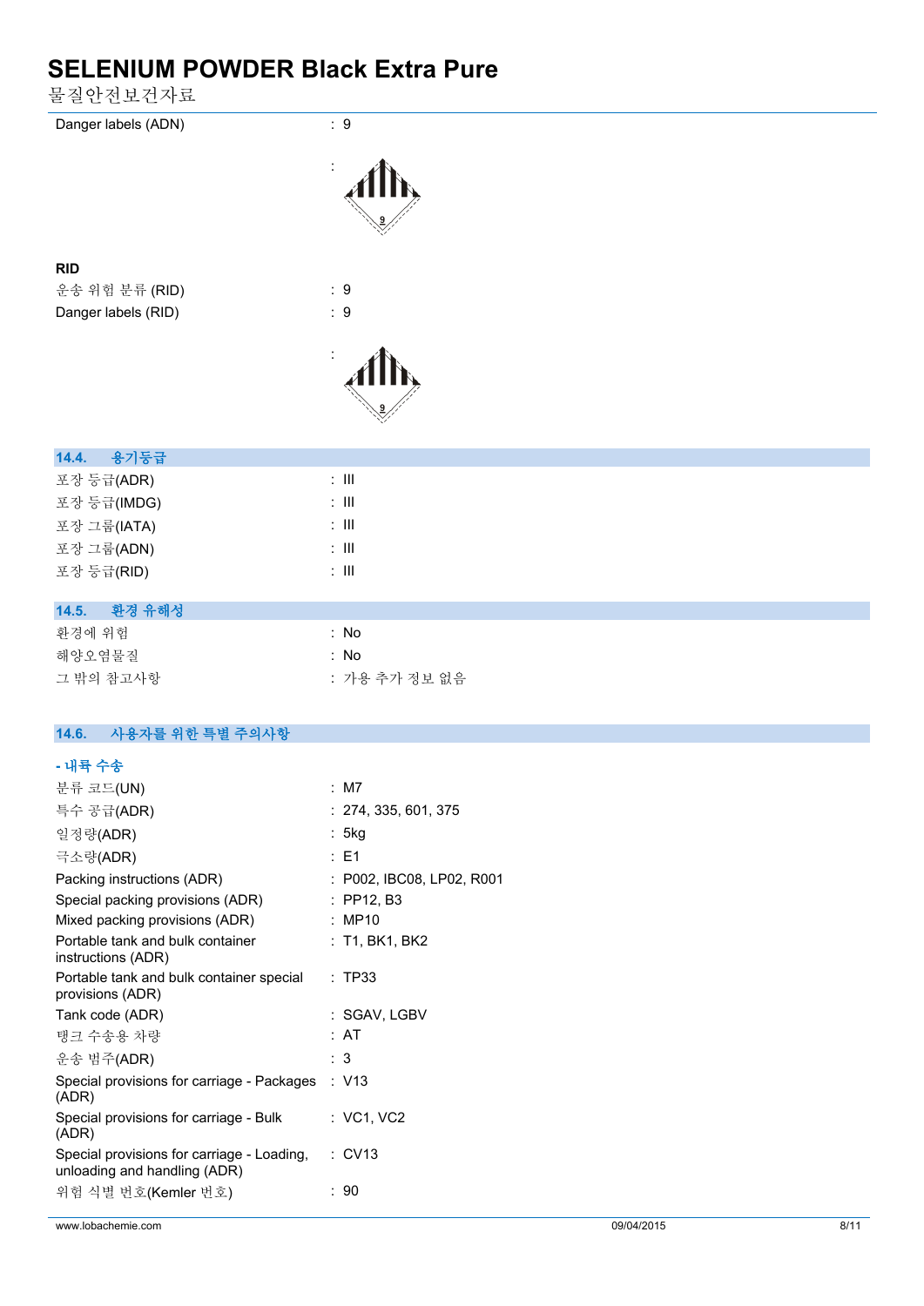| | |
|---|---|
| Danger labels (ADN) | : 9 |
| | : |

**RID**

| | |
|---|---|
| 운송 위험 분류 (RID) | : 9 |
| Danger labels (RID) | : 9 |
| | : |

## 14.4. 용기등급

| | |
|---|---|
| 포장 등급(ADR) | : III |
| 포장 등급(IMDG) | : III |
| 포장 그룹(IATA) | : III |
| 포장 그룹(ADN) | : III |
| 포장 등급(RID) | : III |

## 14.5. 환경 유해성

| | |
|---|---|
| 환경에 위험 | : No |
| 해양오염물질 | : No |
| 그 밖의 참고사항 | : 가용 추가 정보 없음 |

## 14.6. 사용자를 위한 특별 주의사항

### - 내륙 수송

| | |
|---|---|
| 분류 코드(UN) | : M7 |
| 특수 공급(ADR) | : 274, 335, 601, 375 |
| 일정량(ADR) | : 5kg |
| 극소량(ADR) | : E1 |
| Packing instructions (ADR) | : P002, IBC08, LP02, R001 |
| Special packing provisions (ADR) | : PP12, B3 |
| Mixed packing provisions (ADR) | : MP10 |
| Portable tank and bulk container instructions (ADR) | : T1, BK1, BK2 |
| Portable tank and bulk container special provisions (ADR) | : TP33 |
| Tank code (ADR) | : SGAV, LGBV |
| 탱크 수송용 차량 | : AT |
| 운송 범주(ADR) | : 3 |
| Special provisions for carriage - Packages (ADR) | : V13 |
| Special provisions for carriage - Bulk (ADR) | : VC1, VC2 |
| Special provisions for carriage - Loading, unloading and handling (ADR) | : CV13 |
| 위험 식별 번호(Kemler 번호) | : 90 |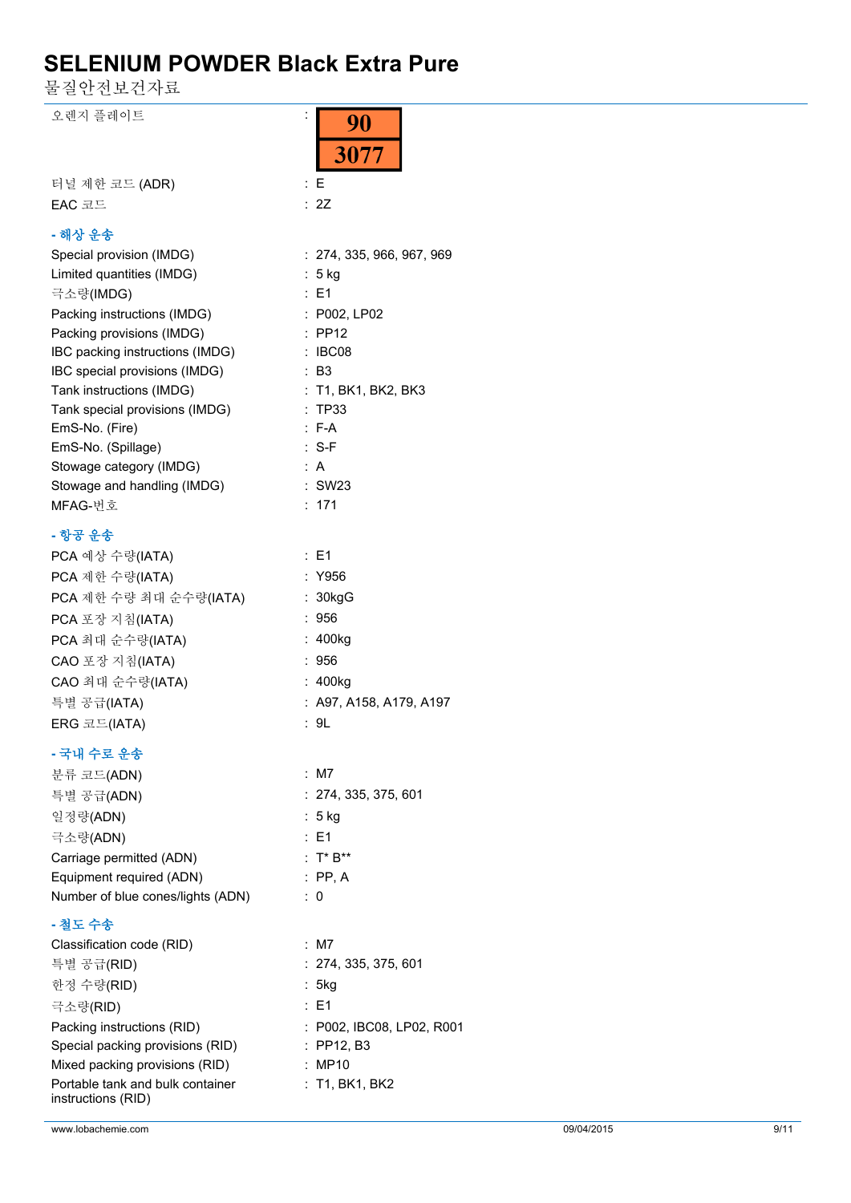| | | |
|---|---|---|
| 오렌지 플레이트 | : | 90<br>3077 |
| 터널 제한 코드 (ADR) | : | E |
| EAC 코드 | : | 2Z |

**- 해상 운송**

| | | |
|---|---|---|
| Special provision (IMDG) | : | 274, 335, 966, 967, 969 |
| Limited quantities (IMDG) | : | 5 kg |
| 극소량(IMDG) | : | E1 |
| Packing instructions (IMDG) | : | P002, LP02 |
| Packing provisions (IMDG) | : | PP12 |
| IBC packing instructions (IMDG) | : | IBC08 |
| IBC special provisions (IMDG) | : | B3 |
| Tank instructions (IMDG) | : | T1, BK1, BK2, BK3 |
| Tank special provisions (IMDG) | : | TP33 |
| EmS-No. (Fire) | : | F-A |
| EmS-No. (Spillage) | : | S-F |
| Stowage category (IMDG) | : | A |
| Stowage and handling (IMDG) | : | SW23 |
| MFAG-번호 | : | 171 |

**- 항공 운송**

| | | |
|---|---|---|
| PCA 예상 수량(IATA) | : | E1 |
| PCA 제한 수량(IATA) | : | Y956 |
| PCA 제한 수량 최대 순수량(IATA) | : | 30kgG |
| PCA 포장 지침(IATA) | : | 956 |
| PCA 최대 순수량(IATA) | : | 400kg |
| CAO 포장 지침(IATA) | : | 956 |
| CAO 최대 순수량(IATA) | : | 400kg |
| 특별 공급(IATA) | : | A97, A158, A179, A197 |
| ERG 코드(IATA) | : | 9L |

**- 국내 수로 운송**

| | | |
|---|---|---|
| 분류 코드(ADN) | : | M7 |
| 특별 공급(ADN) | : | 274, 335, 375, 601 |
| 일정량(ADN) | : | 5 kg |
| 극소량(ADN) | : | E1 |
| Carriage permitted (ADN) | : | T* B** |
| Equipment required (ADN) | : | PP, A |
| Number of blue cones/lights (ADN) | : | 0 |

**- 철도 수송**

| | | |
|---|---|---|
| Classification code (RID) | : | M7 |
| 특별 공급(RID) | : | 274, 335, 375, 601 |
| 한정 수량(RID) | : | 5kg |
| 극소량(RID) | : | E1 |
| Packing instructions (RID) | : | P002, IBC08, LP02, R001 |
| Special packing provisions (RID) | : | PP12, B3 |
| Mixed packing provisions (RID) | : | MP10 |
| Portable tank and bulk container instructions (RID) | : | T1, BK1, BK2 |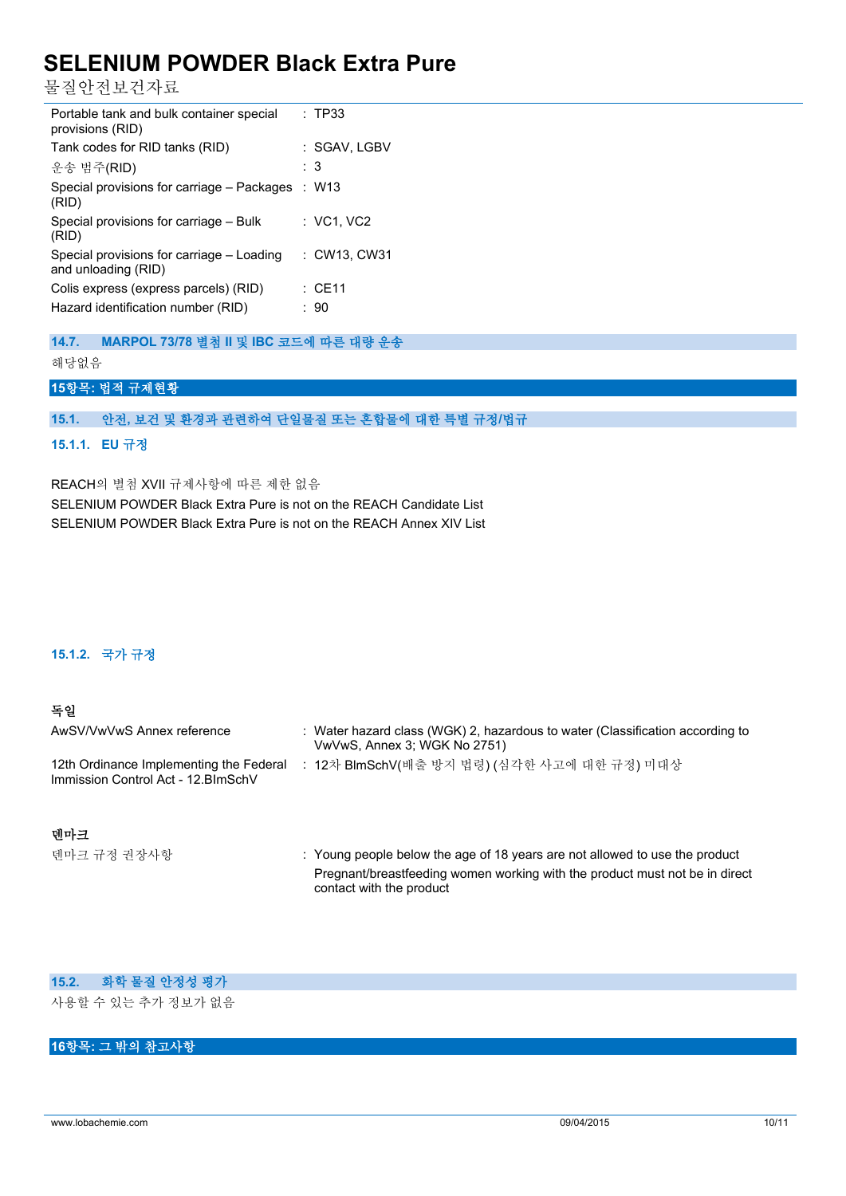| | |
|---|---|
| Portable tank and bulk container special provisions (RID) | : TP33 |
| Tank codes for RID tanks (RID) | : SGAV, LGBV |
| 운송 범주(RID) | : 3 |
| Special provisions for carriage – Packages (RID) | : W13 |
| Special provisions for carriage – Bulk (RID) | : VC1, VC2 |
| Special provisions for carriage – Loading and unloading (RID) | : CW13, CW31 |
| Colis express (express parcels) (RID) | : CE11 |
| Hazard identification number (RID) | : 90 |

### 14.7. MARPOL 73/78 별첨 II 및 IBC 코드에 따른 대량 운송

해당없음

## 15항목: 법적 규제현황

### 15.1. 안전, 보건 및 환경과 관련하여 단일물질 또는 혼합물에 대한 특별 규정/법규

#### 15.1.1. EU 규정

REACH의 별첨 XVII 규제사항에 따른 제한 없음
SELENIUM POWDER Black Extra Pure is not on the REACH Candidate List
SELENIUM POWDER Black Extra Pure is not on the REACH Annex XIV List

#### 15.1.2. 국가 규정

**독일**

| | |
|---|---|
| AwSV/VwVwS Annex reference | : Water hazard class (WGK) 2, hazardous to water (Classification according to VwVwS, Annex 3; WGK No 2751) |
| 12th Ordinance Implementing the Federal Immission Control Act - 12.BImSchV | : 12차 BImSchV(배출 방지 법령) (심각한 사고에 대한 규정) 미대상 |

**덴마크**

| | |
|---|---|
| 덴마크 규정 권장사항 | : Young people below the age of 18 years are not allowed to use the product<br>Pregnant/breastfeeding women working with the product must not be in direct contact with the product |

### 15.2. 화학 물질 안정성 평가

사용할 수 있는 추가 정보가 없음

## 16항목: 그 밖의 참고사항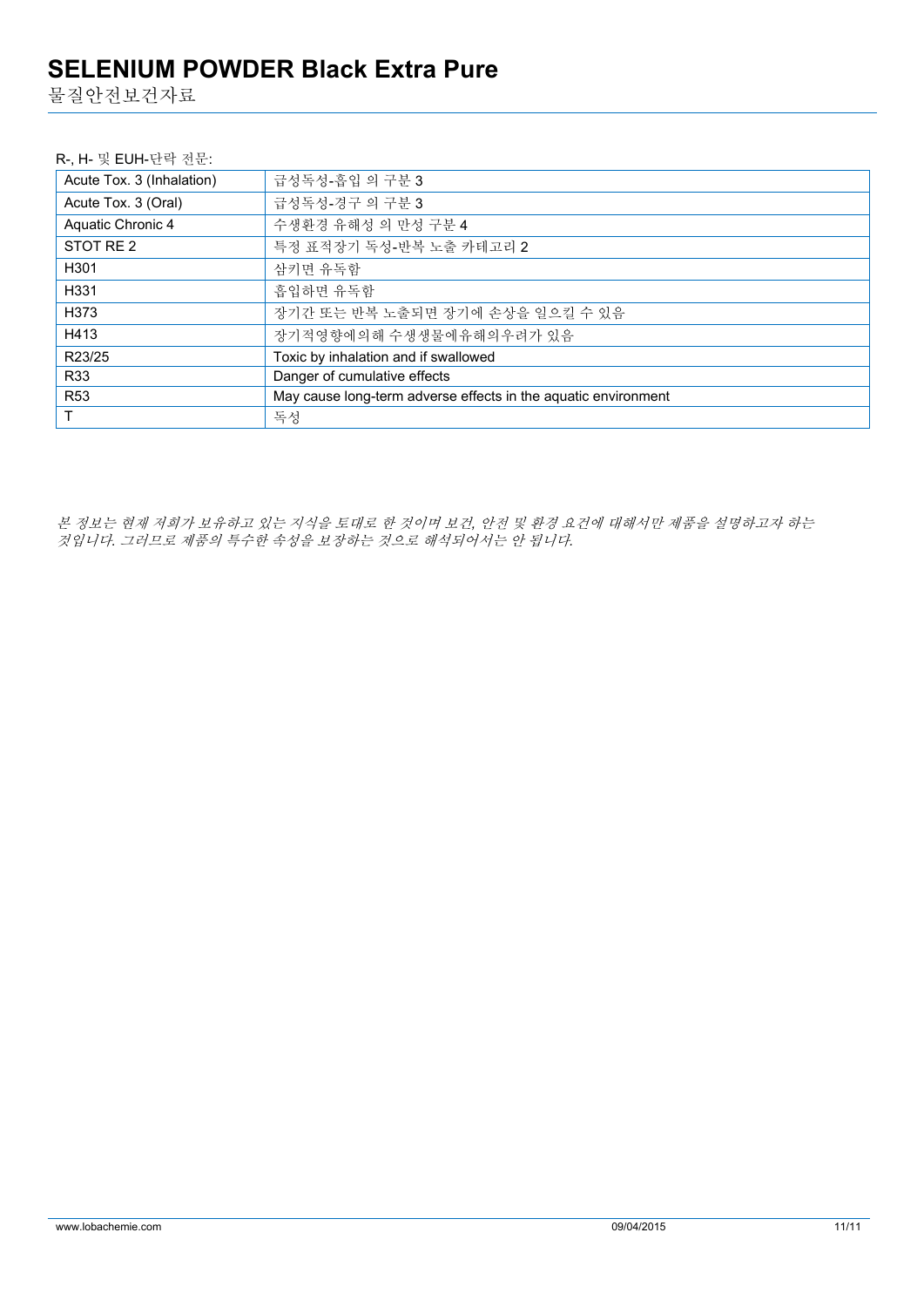R-, H- 및 EUH-단락 전문:

| | |
|---|---|
| Acute Tox. 3 (Inhalation) | 급성독성-흡입 의 구분 3 |
| Acute Tox. 3 (Oral) | 급성독성-경구 의 구분 3 |
| Aquatic Chronic 4 | 수생환경 유해성 의 만성 구분 4 |
| STOT RE 2 | 특정 표적장기 독성-반복 노출 카테고리 2 |
| H301 | 삼키면 유독함 |
| H331 | 흡입하면 유독함 |
| H373 | 장기간 또는 반복 노출되면 장기에 손상을 일으킬 수 있음 |
| H413 | 장기적영향에의해 수생생물에유해의우려가 있음 |
| R23/25 | Toxic by inhalation and if swallowed |
| R33 | Danger of cumulative effects |
| R53 | May cause long-term adverse effects in the aquatic environment |
| T | 독성 |

*본 정보는 현재 저희가 보유하고 있는 지식을 토대로 한 것이며 보건, 안전 및 환경 요건에 대해서만 제품을 설명하고자 하는 것입니다. 그러므로 제품의 특수한 속성을 보장하는 것으로 해석되어서는 안 됩니다.*